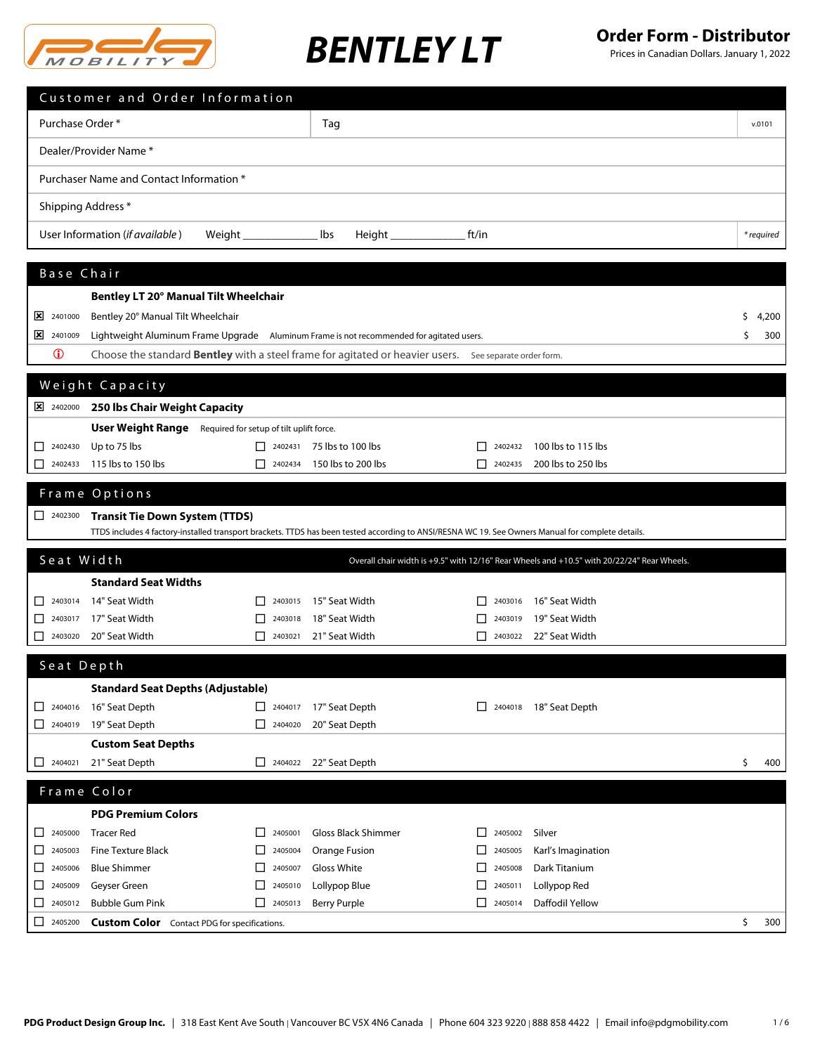# BENTLEY LT

## Order Form - Distributor

Prices in Canadian Dollars. January 1, 2022

## Customer and Order Information

| | | |
|---|---|---|
| Purchase Order * | Tag | v.0101 |
| Dealer/Provider Name * | | |
| Purchaser Name and Contact Information * | | |
| Shipping Address * | | |
| User Information (*if available*) Weight ____________ lbs Height ____________ ft/in | | *required |

## Base Chair

**Bentley LT 20° Manual Tilt Wheelchair**

| | Code | Item | Note | Price |
|---|---|---|---|---|
| ☒ | 2401000 | Bentley 20° Manual Tilt Wheelchair | | $ 4,200 |
| ☒ | 2401009 | Lightweight Aluminum Frame Upgrade | Aluminum Frame is not recommended for agitated users. | $ 300 |

ⓘ Choose the standard **Bentley** with a steel frame for agitated or heavier users. See separate order form.

## Weight Capacity

☒ 2402000 **250 lbs Chair Weight Capacity**

**User Weight Range** Required for setup of tilt uplift force.

| | | |
|---|---|---|
| ☐ 2402430 Up to 75 lbs | ☐ 2402431 75 lbs to 100 lbs | ☐ 2402432 100 lbs to 115 lbs |
| ☐ 2402433 115 lbs to 150 lbs | ☐ 2402434 150 lbs to 200 lbs | ☐ 2402435 200 lbs to 250 lbs |

## Frame Options

☐ 2402300 **Transit Tie Down System (TTDS)**
TTDS includes 4 factory-installed transport brackets. TTDS has been tested according to ANSI/RESNA WC 19. See Owners Manual for complete details.

## Seat Width

Overall chair width is +9.5" with 12/16" Rear Wheels and +10.5" with 20/22/24" Rear Wheels.

**Standard Seat Widths**

| | | |
|---|---|---|
| ☐ 2403014 14" Seat Width | ☐ 2403015 15" Seat Width | ☐ 2403016 16" Seat Width |
| ☐ 2403017 17" Seat Width | ☐ 2403018 18" Seat Width | ☐ 2403019 19" Seat Width |
| ☐ 2403020 20" Seat Width | ☐ 2403021 21" Seat Width | ☐ 2403022 22" Seat Width |

## Seat Depth

**Standard Seat Depths (Adjustable)**

| | | |
|---|---|---|
| ☐ 2404016 16" Seat Depth | ☐ 2404017 17" Seat Depth | ☐ 2404018 18" Seat Depth |
| ☐ 2404019 19" Seat Depth | ☐ 2404020 20" Seat Depth | |

**Custom Seat Depths**

| | | |
|---|---|---|
| ☐ 2404021 21" Seat Depth | ☐ 2404022 22" Seat Depth | $ 400 |

## Frame Color

**PDG Premium Colors**

| | | |
|---|---|---|
| ☐ 2405000 Tracer Red | ☐ 2405001 Gloss Black Shimmer | ☐ 2405002 Silver |
| ☐ 2405003 Fine Texture Black | ☐ 2405004 Orange Fusion | ☐ 2405005 Karl's Imagination |
| ☐ 2405006 Blue Shimmer | ☐ 2405007 Gloss White | ☐ 2405008 Dark Titanium |
| ☐ 2405009 Geyser Green | ☐ 2405010 Lollypop Blue | ☐ 2405011 Lollypop Red |
| ☐ 2405012 Bubble Gum Pink | ☐ 2405013 Berry Purple | ☐ 2405014 Daffodil Yellow |

☐ 2405200 **Custom Color** Contact PDG for specifications. $ 300

**PDG Product Design Group Inc.** | 318 East Kent Ave South | Vancouver BC V5X 4N6 Canada | Phone 604 323 9220 | 888 858 4422 | Email info@pdgmobility.com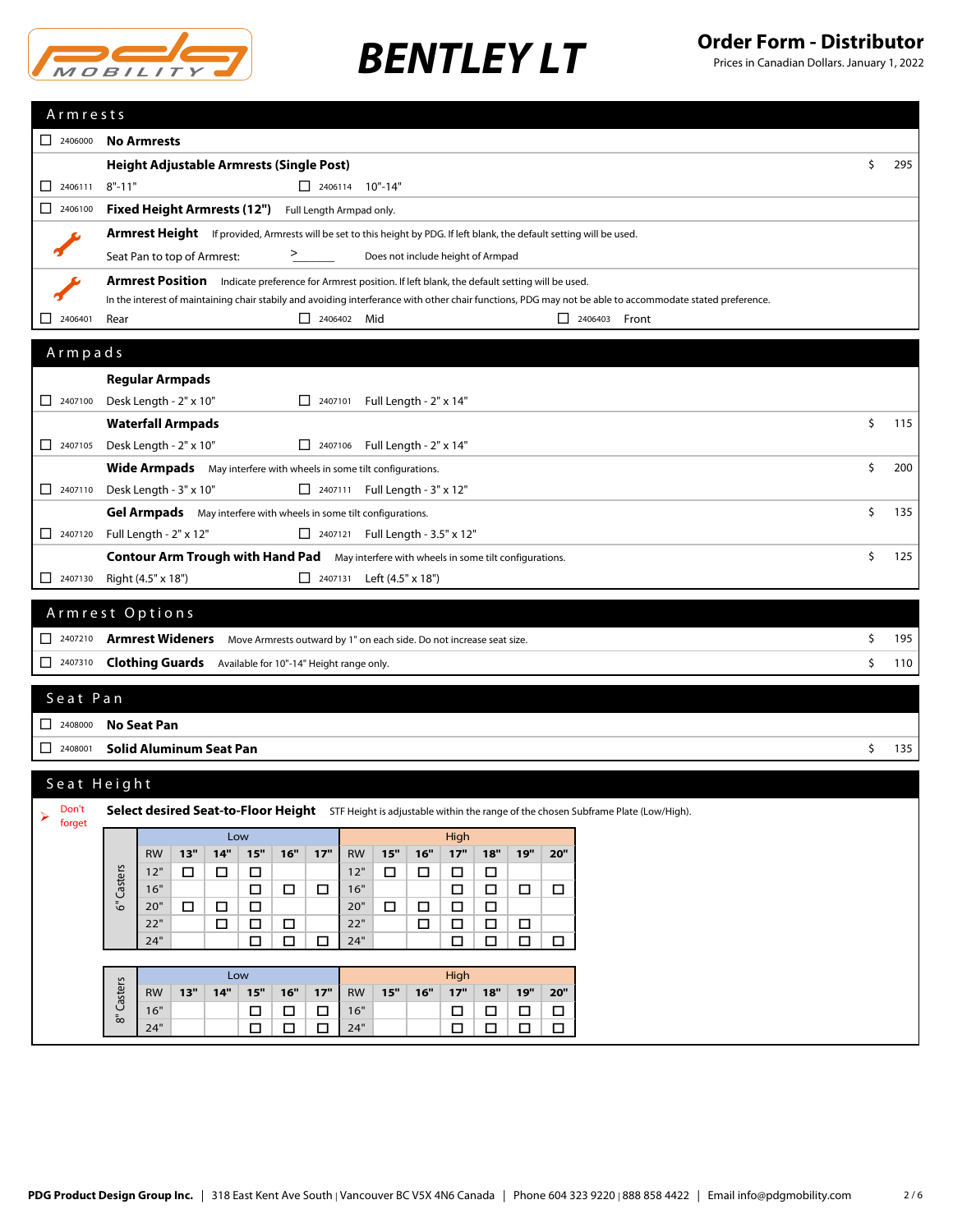# BENTLEY LT

**Order Form - Distributor**
Prices in Canadian Dollars. January 1, 2022

## Armrests

- ☐ 2406000 **No Armrests**

**Height Adjustable Armrests (Single Post)** — $ 295

- ☐ 2406111 8"-11"
- ☐ 2406114 10"-14"

☐ 2406100 **Fixed Height Armrests (12")** Full Length Armpad only.

**Armrest Height** If provided, Armrests will be set to this height by PDG. If left blank, the default setting will be used.

Seat Pan to top of Armrest: > _______ Does not include height of Armpad

**Armrest Position** Indicate preference for Armrest position. If left blank, the default setting will be used.

In the interest of maintaining chair stabily and avoiding interference with other chair functions, PDG may not be able to accommodate stated preference.

- ☐ 2406401 Rear
- ☐ 2406402 Mid
- ☐ 2406403 Front

## Armpads

**Regular Armpads**

- ☐ 2407100 Desk Length - 2" x 10"
- ☐ 2407101 Full Length - 2" x 14"

**Waterfall Armpads** — $ 115

- ☐ 2407105 Desk Length - 2" x 10"
- ☐ 2407106 Full Length - 2" x 14"

**Wide Armpads** May interfere with wheels in some tilt configurations. — $ 200

- ☐ 2407110 Desk Length - 3" x 10"
- ☐ 2407111 Full Length - 3" x 12"

**Gel Armpads** May interfere with wheels in some tilt configurations. — $ 135

- ☐ 2407120 Full Length - 2" x 12"
- ☐ 2407121 Full Length - 3.5" x 12"

**Contour Arm Trough with Hand Pad** May interfere with wheels in some tilt configurations. — $ 125

- ☐ 2407130 Right (4.5" x 18")
- ☐ 2407131 Left (4.5" x 18")

## Armrest Options

- ☐ 2407210 **Armrest Wideners** Move Armrests outward by 1" on each side. Do not increase seat size. — $ 195
- ☐ 2407310 **Clothing Guards** Available for 10"-14" Height range only. — $ 110

## Seat Pan

- ☐ 2408000 **No Seat Pan**
- ☐ 2408001 **Solid Aluminum Seat Pan** — $ 135

## Seat Height

Don't forget

**Select desired Seat-to-Floor Height** STF Height is adjustable within the range of the chosen Subframe Plate (Low/High).

**6" Casters**

| | Low | | | | | High | | | | | | |
|---|---|---|---|---|---|---|---|---|---|---|---|---|
| RW | 13" | 14" | 15" | 16" | 17" | RW | 15" | 16" | 17" | 18" | 19" | 20" |
| 12" | ☐ | ☐ | ☐ | | | 12" | ☐ | ☐ | ☐ | ☐ | | |
| 16" | | | ☐ | ☐ | ☐ | 16" | | | ☐ | ☐ | ☐ | ☐ |
| 20" | ☐ | ☐ | ☐ | | | 20" | ☐ | ☐ | ☐ | ☐ | | |
| 22" | | ☐ | ☐ | ☐ | | 22" | | ☐ | ☐ | ☐ | ☐ | |
| 24" | | | ☐ | ☐ | ☐ | 24" | | | ☐ | ☐ | ☐ | ☐ |

**8" Casters**

| | Low | | | | | High | | | | | | |
|---|---|---|---|---|---|---|---|---|---|---|---|---|
| RW | 13" | 14" | 15" | 16" | 17" | RW | 15" | 16" | 17" | 18" | 19" | 20" |
| 16" | | | ☐ | ☐ | ☐ | 16" | | | ☐ | ☐ | ☐ | ☐ |
| 24" | | | ☐ | ☐ | ☐ | 24" | | | ☐ | ☐ | ☐ | ☐ |

**PDG Product Design Group Inc.** | 318 East Kent Ave South | Vancouver BC V5X 4N6 Canada | Phone 604 323 9220 | 888 858 4422 | Email info@pdgmobility.com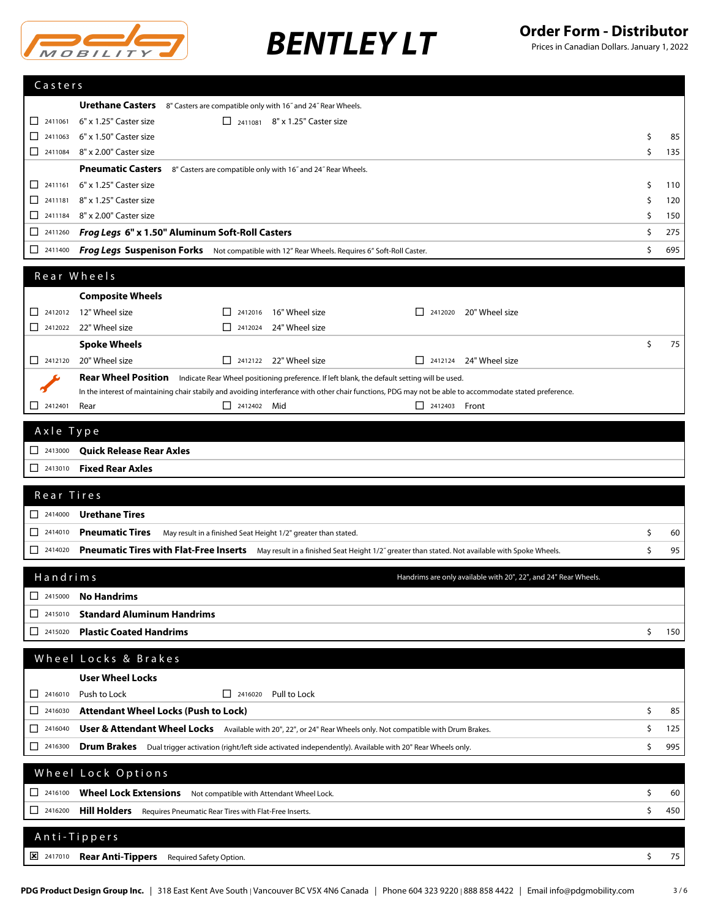**BENTLEY LT**

**Order Form - Distributor**
Prices in Canadian Dollars. January 1, 2022

## Casters

**Urethane Casters** 8" Casters are compatible only with 16˝ and 24˝ Rear Wheels.

| | Code | Description | Price |
|---|---|---|---|
| ☐ | 2411061 | 6" x 1.25" Caster size | |
| ☐ | 2411081 | 8" x 1.25" Caster size | |
| ☐ | 2411063 | 6" x 1.50" Caster size | $ 85 |
| ☐ | 2411084 | 8" x 2.00" Caster size | $ 135 |

**Pneumatic Casters** 8" Casters are compatible only with 16˝ and 24˝ Rear Wheels.

| | Code | Description | Price |
|---|---|---|---|
| ☐ | 2411161 | 6" x 1.25" Caster size | $ 110 |
| ☐ | 2411181 | 8" x 1.25" Caster size | $ 120 |
| ☐ | 2411184 | 8" x 2.00" Caster size | $ 150 |
| ☐ | 2411260 | ***Frog Legs*** **6" x 1.50" Aluminum Soft-Roll Casters** | $ 275 |
| ☐ | 2411400 | ***Frog Legs*** **Suspenison Forks** Not compatible with 12" Rear Wheels. Requires 6" Soft-Roll Caster. | $ 695 |

## Rear Wheels

**Composite Wheels**

| | Code | Description |
|---|---|---|
| ☐ | 2412012 | 12" Wheel size |
| ☐ | 2412016 | 16" Wheel size |
| ☐ | 2412020 | 20" Wheel size |
| ☐ | 2412022 | 22" Wheel size |
| ☐ | 2412024 | 24" Wheel size |

**Spoke Wheels** $ 75

| | Code | Description |
|---|---|---|
| ☐ | 2412120 | 20" Wheel size |
| ☐ | 2412122 | 22" Wheel size |
| ☐ | 2412124 | 24" Wheel size |

**Rear Wheel Position** Indicate Rear Wheel positioning preference. If left blank, the default setting will be used.
In the interest of maintaining chair stabily and avoiding interferance with other chair functions, PDG may not be able to accommodate stated preference.

| | Code | Description |
|---|---|---|
| ☐ | 2412401 | Rear |
| ☐ | 2412402 | Mid |
| ☐ | 2412403 | Front |

## Axle Type

| | Code | Description |
|---|---|---|
| ☐ | 2413000 | **Quick Release Rear Axles** |
| ☐ | 2413010 | **Fixed Rear Axles** |

## Rear Tires

| | Code | Description | Price |
|---|---|---|---|
| ☐ | 2414000 | **Urethane Tires** | |
| ☐ | 2414010 | **Pneumatic Tires** May result in a finished Seat Height 1/2" greater than stated. | $ 60 |
| ☐ | 2414020 | **Pneumatic Tires with Flat-Free Inserts** May result in a finished Seat Height 1/2˝ greater than stated. Not available with Spoke Wheels. | $ 95 |

## Handrims

Handrims are only available with 20", 22", and 24" Rear Wheels.

| | Code | Description | Price |
|---|---|---|---|
| ☐ | 2415000 | **No Handrims** | |
| ☐ | 2415010 | **Standard Aluminum Handrims** | |
| ☐ | 2415020 | **Plastic Coated Handrims** | $ 150 |

## Wheel Locks & Brakes

**User Wheel Locks**

| | Code | Description | Price |
|---|---|---|---|
| ☐ | 2416010 | Push to Lock | |
| ☐ | 2416020 | Pull to Lock | |
| ☐ | 2416030 | **Attendant Wheel Locks (Push to Lock)** | $ 85 |
| ☐ | 2416040 | **User & Attendant Wheel Locks** Available with 20", 22", or 24" Rear Wheels only. Not compatible with Drum Brakes. | $ 125 |
| ☐ | 2416300 | **Drum Brakes** Dual trigger activation (right/left side activated independently). Available with 20" Rear Wheels only. | $ 995 |

## Wheel Lock Options

| | Code | Description | Price |
|---|---|---|---|
| ☐ | 2416100 | **Wheel Lock Extensions** Not compatible with Attendant Wheel Lock. | $ 60 |
| ☐ | 2416200 | **Hill Holders** Requires Pneumatic Rear Tires with Flat-Free Inserts. | $ 450 |

## Anti-Tippers

| | Code | Description | Price |
|---|---|---|---|
| ☒ | 2417010 | **Rear Anti-Tippers** Required Safety Option. | $ 75 |

**PDG Product Design Group Inc.** | 318 East Kent Ave South | Vancouver BC V5X 4N6 Canada | Phone 604 323 9220 | 888 858 4422 | Email info@pdgmobility.com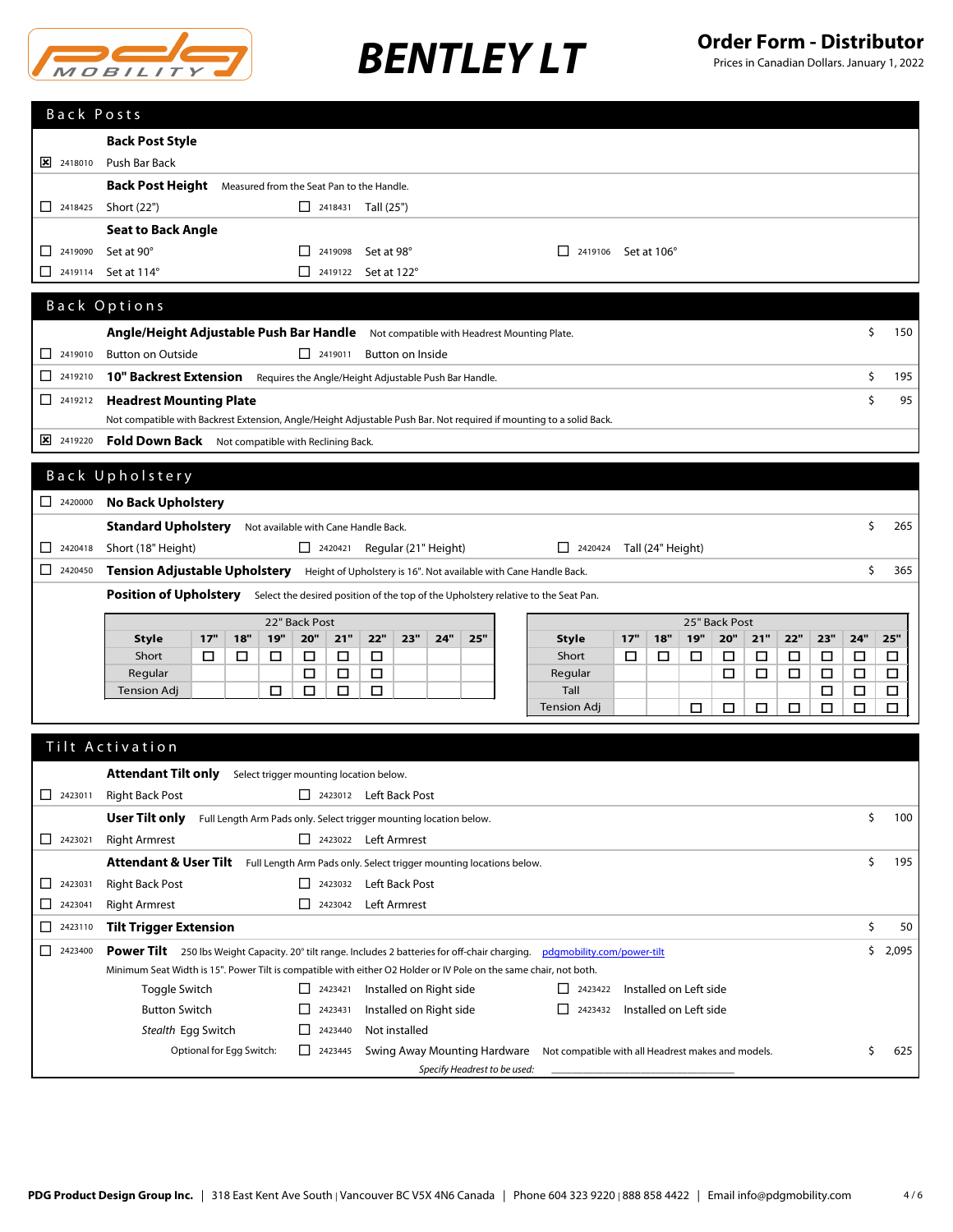**BENTLEY LT**

**Order Form - Distributor**
Prices in Canadian Dollars. January 1, 2022

## Back Posts

**Back Post Style**

- [x] 2418010 Push Bar Back

**Back Post Height** Measured from the Seat Pan to the Handle.

- [ ] 2418425 Short (22")
- [ ] 2418431 Tall (25")

**Seat to Back Angle**

- [ ] 2419090 Set at 90°
- [ ] 2419098 Set at 98°
- [ ] 2419106 Set at 106°
- [ ] 2419114 Set at 114°
- [ ] 2419122 Set at 122°

## Back Options

**Angle/Height Adjustable Push Bar Handle** Not compatible with Headrest Mounting Plate. — $ 150

- [ ] 2419010 Button on Outside
- [ ] 2419011 Button on Inside

- [ ] 2419210 **10" Backrest Extension** Requires the Angle/Height Adjustable Push Bar Handle. — $ 195
- [ ] 2419212 **Headrest Mounting Plate** — $ 95
  Not compatible with Backrest Extension, Angle/Height Adjustable Push Bar. Not required if mounting to a solid Back.
- [x] 2419220 **Fold Down Back** Not compatible with Reclining Back.

## Back Upholstery

- [ ] 2420000 **No Back Upholstery**

**Standard Upholstery** Not available with Cane Handle Back. — $ 265

- [ ] 2420418 Short (18" Height)
- [ ] 2420421 Regular (21" Height)
- [ ] 2420424 Tall (24" Height)

- [ ] 2420450 **Tension Adjustable Upholstery** Height of Upholstery is 16". Not available with Cane Handle Back. — $ 365

**Position of Upholstery** Select the desired position of the top of the Upholstery relative to the Seat Pan.

22" Back Post

| Style | 17" | 18" | 19" | 20" | 21" | 22" | 23" | 24" | 25" |
|---|---|---|---|---|---|---|---|---|---|
| Short | ☐ | ☐ | ☐ | ☐ | ☐ | ☐ | | | |
| Regular | | | | ☐ | ☐ | ☐ | | | |
| Tension Adj | | | ☐ | ☐ | ☐ | ☐ | | | |

25" Back Post

| Style | 17" | 18" | 19" | 20" | 21" | 22" | 23" | 24" | 25" |
|---|---|---|---|---|---|---|---|---|---|
| Short | ☐ | ☐ | ☐ | ☐ | ☐ | ☐ | ☐ | ☐ | ☐ |
| Regular | | | | ☐ | ☐ | ☐ | ☐ | ☐ | ☐ |
| Tall | | | | | | | ☐ | ☐ | ☐ |
| Tension Adj | | | ☐ | ☐ | ☐ | ☐ | ☐ | ☐ | ☐ |

## Tilt Activation

**Attendant Tilt only** Select trigger mounting location below.

- [ ] 2423011 Right Back Post
- [ ] 2423012 Left Back Post

**User Tilt only** Full Length Arm Pads only. Select trigger mounting location below. — $ 100

- [ ] 2423021 Right Armrest
- [ ] 2423022 Left Armrest

**Attendant & User Tilt** Full Length Arm Pads only. Select trigger mounting locations below. — $ 195

- [ ] 2423031 Right Back Post
- [ ] 2423032 Left Back Post
- [ ] 2423041 Right Armrest
- [ ] 2423042 Left Armrest

- [ ] 2423110 **Tilt Trigger Extension** — $ 50
- [ ] 2423400 **Power Tilt** 250 lbs Weight Capacity. 20° tilt range. Includes 2 batteries for off-chair charging. pdgmobility.com/power-tilt — $ 2,095
  Minimum Seat Width is 15". Power Tilt is compatible with either O2 Holder or IV Pole on the same chair, not both.

Toggle Switch
- [ ] 2423421 Installed on Right side
- [ ] 2423422 Installed on Left side

Button Switch
- [ ] 2423431 Installed on Right side
- [ ] 2423432 Installed on Left side

*Stealth* Egg Switch
- [ ] 2423440 Not installed

Optional for Egg Switch:
- [ ] 2423445 Swing Away Mounting Hardware Not compatible with all Headrest makes and models. — $ 625

*Specify Headrest to be used:* ______________________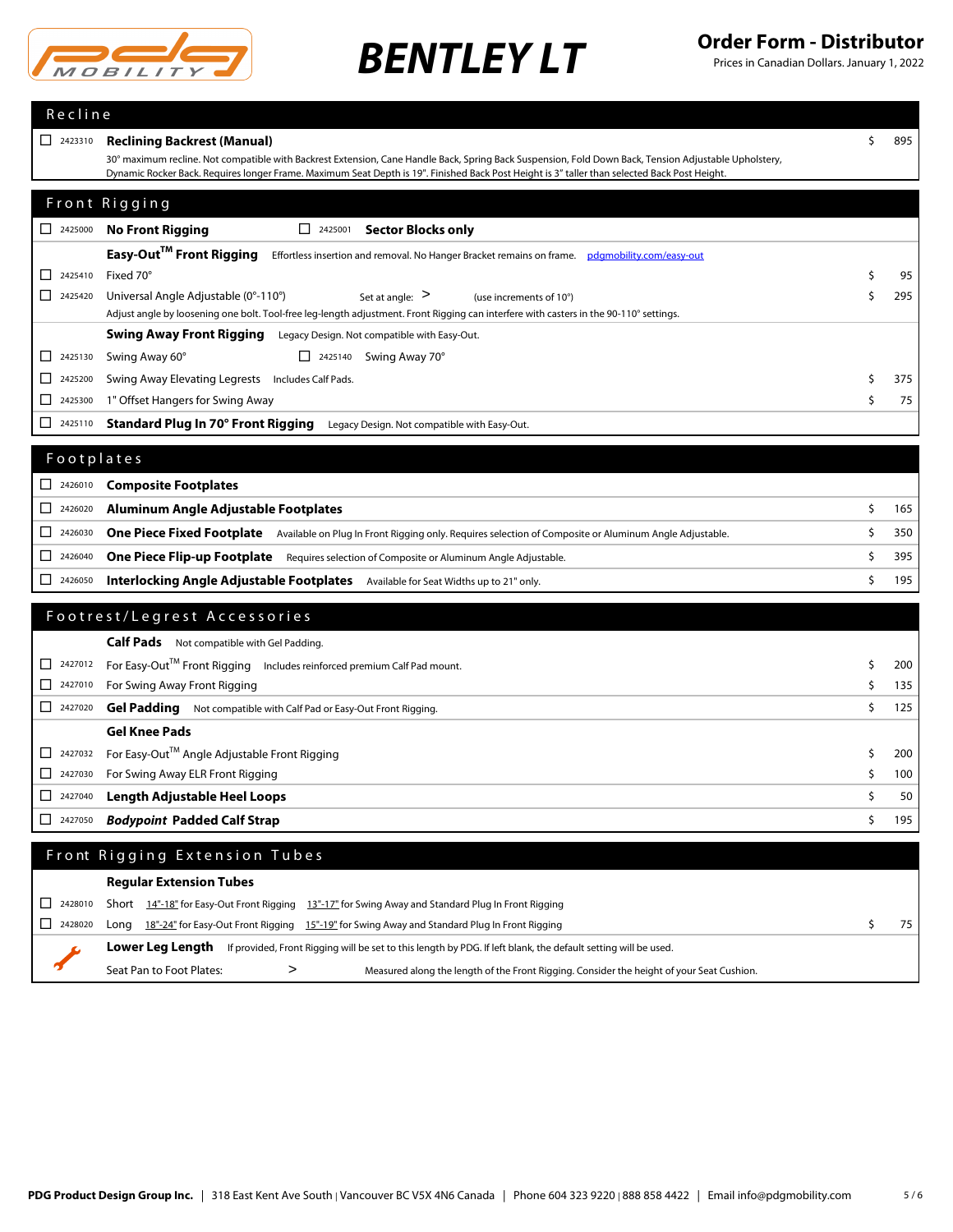# BENTLEY LT

**Order Form - Distributor**
Prices in Canadian Dollars. January 1, 2022

## Recline

| | Code | Item | Price |
|---|---|---|---|
| ☐ | 2423310 | **Reclining Backrest (Manual)** 30° maximum recline. Not compatible with Backrest Extension, Cane Handle Back, Spring Back Suspension, Fold Down Back, Tension Adjustable Upholstery, Dynamic Rocker Back. Requires longer Frame. Maximum Seat Depth is 19". Finished Back Post Height is 3" taller than selected Back Post Height. | $ 895 |

## Front Rigging

| | Code | Item | Price |
|---|---|---|---|
| ☐ | 2425000 | **No Front Rigging** | |
| ☐ | 2425001 | **Sector Blocks only** | |
| | | **Easy-Out™ Front Rigging** Effortless insertion and removal. No Hanger Bracket remains on frame. pdgmobility.com/easy-out | |
| ☐ | 2425410 | Fixed 70° | $ 95 |
| ☐ | 2425420 | Universal Angle Adjustable (0°-110°) Set at angle: > (use increments of 10°) Adjust angle by loosening one bolt. Tool-free leg-length adjustment. Front Rigging can interfere with casters in the 90-110° settings. | $ 295 |
| | | **Swing Away Front Rigging** Legacy Design. Not compatible with Easy-Out. | |
| ☐ | 2425130 | Swing Away 60° | |
| ☐ | 2425140 | Swing Away 70° | |
| ☐ | 2425200 | Swing Away Elevating Legrests Includes Calf Pads. | $ 375 |
| ☐ | 2425300 | 1" Offset Hangers for Swing Away | $ 75 |
| ☐ | 2425110 | **Standard Plug In 70° Front Rigging** Legacy Design. Not compatible with Easy-Out. | |

## Footplates

| | Code | Item | Price |
|---|---|---|---|
| ☐ | 2426010 | **Composite Footplates** | |
| ☐ | 2426020 | **Aluminum Angle Adjustable Footplates** | $ 165 |
| ☐ | 2426030 | **One Piece Fixed Footplate** Available on Plug In Front Rigging only. Requires selection of Composite or Aluminum Angle Adjustable. | $ 350 |
| ☐ | 2426040 | **One Piece Flip-up Footplate** Requires selection of Composite or Aluminum Angle Adjustable. | $ 395 |
| ☐ | 2426050 | **Interlocking Angle Adjustable Footplates** Available for Seat Widths up to 21" only. | $ 195 |

## Footrest/Legrest Accessories

| | Code | Item | Price |
|---|---|---|---|
| | | **Calf Pads** Not compatible with Gel Padding. | |
| ☐ | 2427012 | For Easy-Out™ Front Rigging Includes reinforced premium Calf Pad mount. | $ 200 |
| ☐ | 2427010 | For Swing Away Front Rigging | $ 135 |
| ☐ | 2427020 | **Gel Padding** Not compatible with Calf Pad or Easy-Out Front Rigging. | $ 125 |
| | | **Gel Knee Pads** | |
| ☐ | 2427032 | For Easy-Out™ Angle Adjustable Front Rigging | $ 200 |
| ☐ | 2427030 | For Swing Away ELR Front Rigging | $ 100 |
| ☐ | 2427040 | **Length Adjustable Heel Loops** | $ 50 |
| ☐ | 2427050 | ***Bodypoint* Padded Calf Strap** | $ 195 |

## Front Rigging Extension Tubes

| | Code | Item | Price |
|---|---|---|---|
| | | **Regular Extension Tubes** | |
| ☐ | 2428010 | Short 14"-18" for Easy-Out Front Rigging 13"-17" for Swing Away and Standard Plug In Front Rigging | |
| ☐ | 2428020 | Long 18"-24" for Easy-Out Front Rigging 15"-19" for Swing Away and Standard Plug In Front Rigging | $ 75 |
| | | **Lower Leg Length** If provided, Front Rigging will be set to this length by PDG. If left blank, the default setting will be used. | |
| | | Seat Pan to Foot Plates: > Measured along the length of the Front Rigging. Consider the height of your Seat Cushion. | |

PDG Product Design Group Inc. | 318 East Kent Ave South | Vancouver BC V5X 4N6 Canada | Phone 604 323 9220 | 888 858 4422 | Email info@pdgmobility.com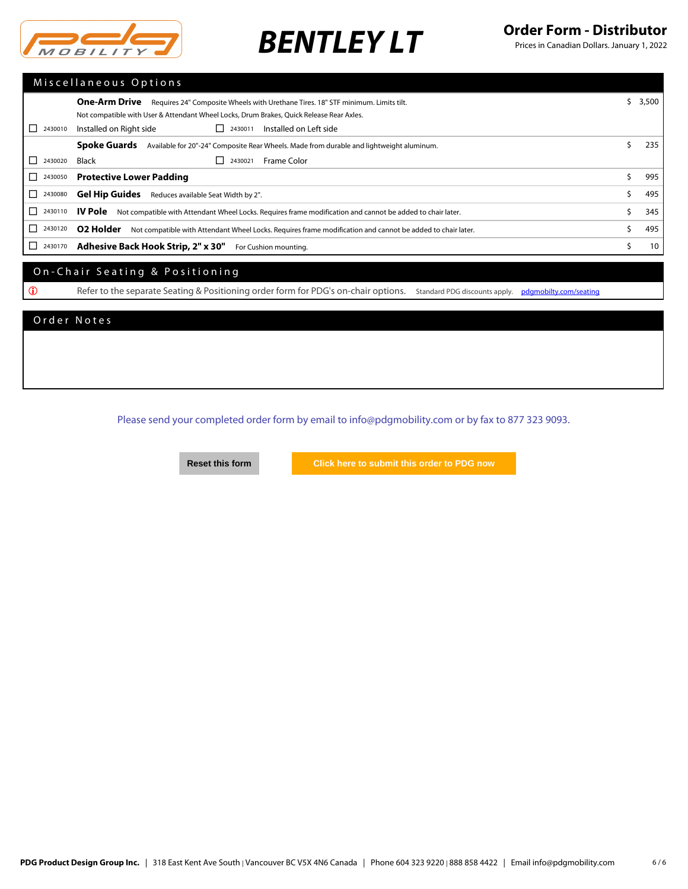# BENTLEY LT

**Order Form - Distributor**

Prices in Canadian Dollars. January 1, 2022

## Miscellaneous Options

| | | | |
|---|---|---|---|
| | **One-Arm Drive** Requires 24" Composite Wheels with Urethane Tires. 18" STF minimum. Limits tilt. Not compatible with User & Attendant Wheel Locks, Drum Brakes, Quick Release Rear Axles. | | $ 3,500 |
| ☐ 2430010 | Installed on Right side | ☐ 2430011 Installed on Left side | |
| | **Spoke Guards** Available for 20"-24" Composite Rear Wheels. Made from durable and lightweight aluminum. | | $ 235 |
| ☐ 2430020 | Black | ☐ 2430021 Frame Color | |
| ☐ 2430050 | **Protective Lower Padding** | | $ 995 |
| ☐ 2430080 | **Gel Hip Guides** Reduces available Seat Width by 2". | | $ 495 |
| ☐ 2430110 | **IV Pole** Not compatible with Attendant Wheel Locks. Requires frame modification and cannot be added to chair later. | | $ 345 |
| ☐ 2430120 | **O2 Holder** Not compatible with Attendant Wheel Locks. Requires frame modification and cannot be added to chair later. | | $ 495 |
| ☐ 2430170 | **Adhesive Back Hook Strip, 2" x 30"** For Cushion mounting. | | $ 10 |

## On-Chair Seating & Positioning

Refer to the separate Seating & Positioning order form for PDG's on-chair options. Standard PDG discounts apply. pdgmobilty.com/seating

## Order Notes

Please send your completed order form by email to info@pdgmobility.com or by fax to 877 323 9093.

Reset this form

Click here to submit this order to PDG now

**PDG Product Design Group Inc.** | 318 East Kent Ave South | Vancouver BC V5X 4N6 Canada | Phone 604 323 9220 | 888 858 4422 | Email info@pdgmobility.com